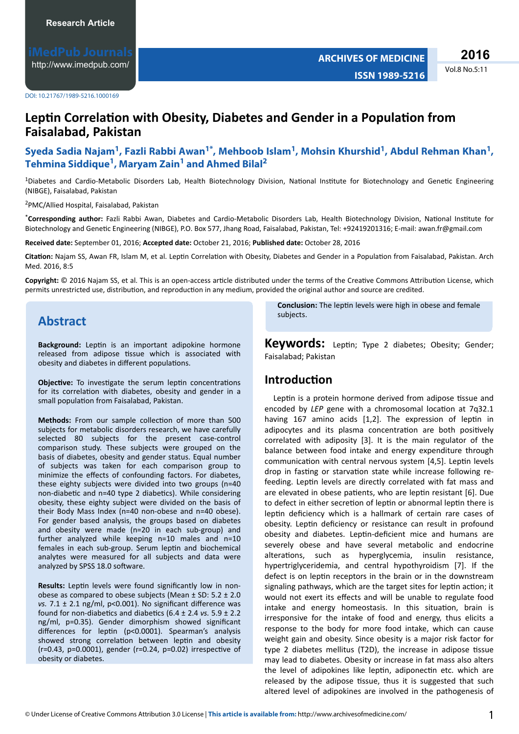Research Article

DOI: 10.21767/1989-5216.1000169

# Leptin Correlation with Obesity, Diabetes and Gender in a Population from Faisalabad, Pakistan

**Syeda Sadia Najam[1], Fazli Rabbi Awan[1*], Mehboob Islam[1], Mohsin Khurshid[1], Abdul Rehman Khan[1], Tehmina Siddique[1], Maryam Zain[1] and Ahmed Bilal[2]**

[1]Diabetes and Cardio-Metabolic Disorders Lab, Health Biotechnology Division, National Institute for Biotechnology and Genetic Engineering (NIBGE), Faisalabad, Pakistan

[2]PMC/Allied Hospital, Faisalabad, Pakistan

[*]**Corresponding author:** Fazli Rabbi Awan, Diabetes and Cardio-Metabolic Disorders Lab, Health Biotechnology Division, National Institute for Biotechnology and Genetic Engineering (NIBGE), P.O. Box 577, Jhang Road, Faisalabad, Pakistan, Tel: +92419201316; E-mail: awan.fr@gmail.com

**Received date:** September 01, 2016; **Accepted date:** October 21, 2016; **Published date:** October 28, 2016

**Citation:** Najam SS, Awan FR, Islam M, et al. Leptin Correlation with Obesity, Diabetes and Gender in a Population from Faisalabad, Pakistan. Arch Med. 2016, 8:5

**Copyright:** © 2016 Najam SS, et al. This is an open-access article distributed under the terms of the Creative Commons Attribution License, which permits unrestricted use, distribution, and reproduction in any medium, provided the original author and source are credited.

## Abstract

**Background:** Leptin is an important adipokine hormone released from adipose tissue which is associated with obesity and diabetes in different populations.

**Objective:** To investigate the serum leptin concentrations for its correlation with diabetes, obesity and gender in a small population from Faisalabad, Pakistan.

**Methods:** From our sample collection of more than 500 subjects for metabolic disorders research, we have carefully selected 80 subjects for the present case-control comparison study. These subjects were grouped on the basis of diabetes, obesity and gender status. Equal number of subjects was taken for each comparison group to minimize the effects of confounding factors. For diabetes, these eighty subjects were divided into two groups (n=40 non-diabetic and n=40 type 2 diabetics). While considering obesity, these eighty subject were divided on the basis of their Body Mass Index (n=40 non-obese and n=40 obese). For gender based analysis, the groups based on diabetes and obesity were made (n=20 in each sub-group) and further analyzed while keeping n=10 males and n=10 females in each sub-group. Serum leptin and biochemical analytes were measured for all subjects and data were analyzed by SPSS 18.0 software.

**Results:** Leptin levels were found significantly low in non-obese as compared to obese subjects (Mean ± SD: 5.2 ± 2.0 *vs.* 7.1 ± 2.1 ng/ml, p<0.001). No significant difference was found for non-diabetics and diabetics (6.4 ± 2.4 *vs.* 5.9 ± 2.2 ng/ml, p=0.35). Gender dimorphism showed significant differences for leptin (p<0.0001). Spearman's analysis showed strong correlation between leptin and obesity (r=0.43, p=0.0001), gender (r=0.24, p=0.02) irrespective of obesity or diabetes.

**Conclusion:** The leptin levels were high in obese and female subjects.

**Keywords:** Leptin; Type 2 diabetes; Obesity; Gender; Faisalabad; Pakistan

## Introduction

Leptin is a protein hormone derived from adipose tissue and encoded by *LEP* gene with a chromosomal location at 7q32.1 having 167 amino acids [1,2]. The expression of leptin in adipocytes and its plasma concentration are both positively correlated with adiposity [3]. It is the main regulator of the balance between food intake and energy expenditure through communication with central nervous system [4,5]. Leptin levels drop in fasting or starvation state while increase following re-feeding. Leptin levels are directly correlated with fat mass and are elevated in obese patients, who are leptin resistant [6]. Due to defect in either secretion of leptin or abnormal leptin there is leptin deficiency which is a hallmark of certain rare cases of obesity. Leptin deficiency or resistance can result in profound obesity and diabetes. Leptin-deficient mice and humans are severely obese and have several metabolic and endocrine alterations, such as hyperglycemia, insulin resistance, hypertriglyceridemia, and central hypothyroidism [7]. If the defect is on leptin receptors in the brain or in the downstream signaling pathways, which are the target sites for leptin action; it would not exert its effects and will be unable to regulate food intake and energy homeostasis. In this situation, brain is irresponsive for the intake of food and energy, thus elicits a response to the body for more food intake, which can cause weight gain and obesity. Since obesity is a major risk factor for type 2 diabetes mellitus (T2D), the increase in adipose tissue may lead to diabetes. Obesity or increase in fat mass also alters the level of adipokines like leptin, adiponectin etc. which are released by the adipose tissue, thus it is suggested that such altered level of adipokines are involved in the pathogenesis of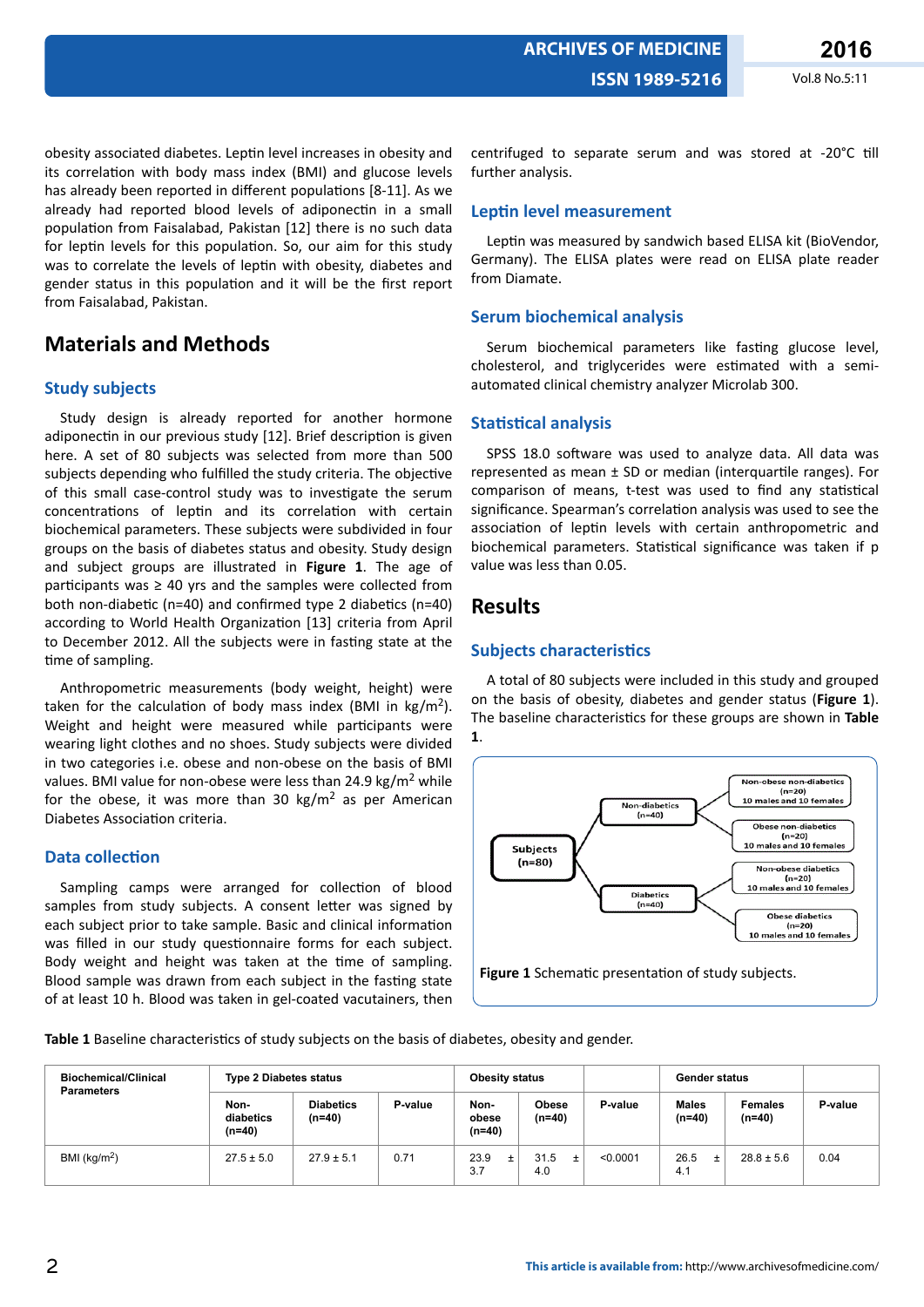obesity associated diabetes. Leptin level increases in obesity and its correlation with body mass index (BMI) and glucose levels has already been reported in different populations [8-11]. As we already had reported blood levels of adiponectin in a small population from Faisalabad, Pakistan [12] there is no such data for leptin levels for this population. So, our aim for this study was to correlate the levels of leptin with obesity, diabetes and gender status in this population and it will be the first report from Faisalabad, Pakistan.

## Materials and Methods

### Study subjects

Study design is already reported for another hormone adiponectin in our previous study [12]. Brief description is given here. A set of 80 subjects was selected from more than 500 subjects depending who fulfilled the study criteria. The objective of this small case-control study was to investigate the serum concentrations of leptin and its correlation with certain biochemical parameters. These subjects were subdivided in four groups on the basis of diabetes status and obesity. Study design and subject groups are illustrated in **Figure 1**. The age of participants was ≥ 40 yrs and the samples were collected from both non-diabetic (n=40) and confirmed type 2 diabetics (n=40) according to World Health Organization [13] criteria from April to December 2012. All the subjects were in fasting state at the time of sampling.

Anthropometric measurements (body weight, height) were taken for the calculation of body mass index (BMI in $kg/m^2$). Weight and height were measured while participants were wearing light clothes and no shoes. Study subjects were divided in two categories i.e. obese and non-obese on the basis of BMI values. BMI value for non-obese were less than 24.9 $kg/m^2$ while for the obese, it was more than 30 $kg/m^2$ as per American Diabetes Association criteria.

### Data collection

Sampling camps were arranged for collection of blood samples from study subjects. A consent letter was signed by each subject prior to take sample. Basic and clinical information was filled in our study questionnaire forms for each subject. Body weight and height was taken at the time of sampling. Blood sample was drawn from each subject in the fasting state of at least 10 h. Blood was taken in gel-coated vacutainers, then centrifuged to separate serum and was stored at -20°C till further analysis.

### Leptin level measurement

Leptin was measured by sandwich based ELISA kit (BioVendor, Germany). The ELISA plates were read on ELISA plate reader from Diamate.

### Serum biochemical analysis

Serum biochemical parameters like fasting glucose level, cholesterol, and triglycerides were estimated with a semi-automated clinical chemistry analyzer Microlab 300.

### Statistical analysis

SPSS 18.0 software was used to analyze data. All data was represented as mean ± SD or median (interquartile ranges). For comparison of means, t-test was used to find any statistical significance. Spearman's correlation analysis was used to see the association of leptin levels with certain anthropometric and biochemical parameters. Statistical significance was taken if p value was less than 0.05.

## Results

### Subjects characteristics

A total of 80 subjects were included in this study and grouped on the basis of obesity, diabetes and gender status (**Figure 1**). The baseline characteristics for these groups are shown in **Table 1**.

Subjects (n=80)
- Non-diabetics (n=40)
  - Non-obese non-diabetics (n=20) 10 males and 10 females
  - Obese non-diabetics (n=20) 10 males and 10 females
- Diabetics (n=40)
  - Non-obese diabetics (n=20) 10 males and 10 females
  - Obese diabetics (n=20) 10 males and 10 females

**Figure 1** Schematic presentation of study subjects.

**Table 1** Baseline characteristics of study subjects on the basis of diabetes, obesity and gender.

| Biochemical/Clinical Parameters | Type 2 Diabetes status | | | Obesity status | | | Gender status | | |
|---|---|---|---|---|---|---|---|---|---|
| | Non-diabetics (n=40) | Diabetics (n=40) | P-value | Non-obese (n=40) | Obese (n=40) | P-value | Males (n=40) | Females (n=40) | P-value |
| BMI ($kg/m^2$) | 27.5 ± 5.0 | 27.9 ± 5.1 | 0.71 | 23.9 ± 3.7 | 31.5 ± 4.0 | <0.0001 | 26.5 ± 4.1 | 28.8 ± 5.6 | 0.04 |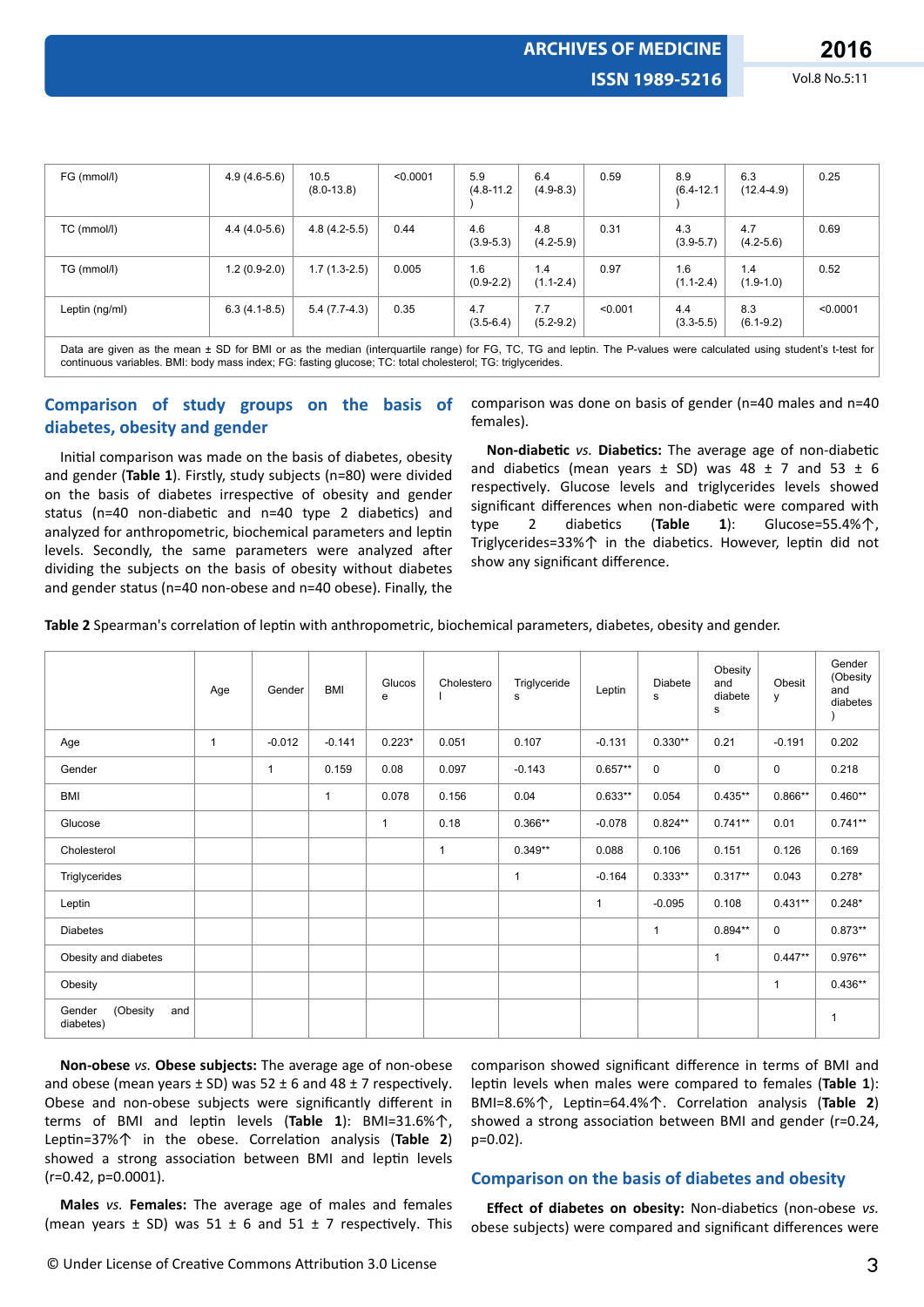| FG (mmol/l) | 4.9 (4.6-5.6) | 10.5 (8.0-13.8) | <0.0001 | 5.9 (4.8-11.2) | 6.4 (4.9-8.3) | 0.59 | 8.9 (6.4-12.1) | 6.3 (12.4-4.9) | 0.25 |
|---|---|---|---|---|---|---|---|---|---|
| TC (mmol/l) | 4.4 (4.0-5.6) | 4.8 (4.2-5.5) | 0.44 | 4.6 (3.9-5.3) | 4.8 (4.2-5.9) | 0.31 | 4.3 (3.9-5.7) | 4.7 (4.2-5.6) | 0.69 |
| TG (mmol/l) | 1.2 (0.9-2.0) | 1.7 (1.3-2.5) | 0.005 | 1.6 (0.9-2.2) | 1.4 (1.1-2.4) | 0.97 | 1.6 (1.1-2.4) | 1.4 (1.9-1.0) | 0.52 |
| Leptin (ng/ml) | 6.3 (4.1-8.5) | 5.4 (7.7-4.3) | 0.35 | 4.7 (3.5-6.4) | 7.7 (5.2-9.2) | <0.001 | 4.4 (3.3-5.5) | 8.3 (6.1-9.2) | <0.0001 |

Data are given as the mean ± SD for BMI or as the median (interquartile range) for FG, TC, TG and leptin. The P-values were calculated using student's t-test for continuous variables. BMI: body mass index; FG: fasting glucose; TC: total cholesterol; TG: triglycerides.

## Comparison of study groups on the basis of diabetes, obesity and gender

Initial comparison was made on the basis of diabetes, obesity and gender (**Table 1**). Firstly, study subjects (n=80) were divided on the basis of diabetes irrespective of obesity and gender status (n=40 non-diabetic and n=40 type 2 diabetics) and analyzed for anthropometric, biochemical parameters and leptin levels. Secondly, the same parameters were analyzed after dividing the subjects on the basis of obesity without diabetes and gender status (n=40 non-obese and n=40 obese). Finally, the comparison was done on basis of gender (n=40 males and n=40 females).

**Non-diabetic** *vs.* **Diabetics:** The average age of non-diabetic and diabetics (mean years ± SD) was 48 ± 7 and 53 ± 6 respectively. Glucose levels and triglycerides levels showed significant differences when non-diabetic were compared with type 2 diabetics (**Table 1**): Glucose=55.4%↑, Triglycerides=33%↑ in the diabetics. However, leptin did not show any significant difference.

**Table 2** Spearman's correlation of leptin with anthropometric, biochemical parameters, diabetes, obesity and gender.

| | Age | Gender | BMI | Glucose | Cholesterol | Triglycerides | Leptin | Diabetes | Obesity and diabetes | Obesity | Gender (Obesity and diabetes) |
|---|---|---|---|---|---|---|---|---|---|---|---|
| Age | 1 | -0.012 | -0.141 | 0.223* | 0.051 | 0.107 | -0.131 | 0.330** | 0.21 | -0.191 | 0.202 |
| Gender | | 1 | 0.159 | 0.08 | 0.097 | -0.143 | 0.657** | 0 | 0 | 0 | 0.218 |
| BMI | | | 1 | 0.078 | 0.156 | 0.04 | 0.633** | 0.054 | 0.435** | 0.866** | 0.460** |
| Glucose | | | | 1 | 0.18 | 0.366** | -0.078 | 0.824** | 0.741** | 0.01 | 0.741** |
| Cholesterol | | | | | 1 | 0.349** | 0.088 | 0.106 | 0.151 | 0.126 | 0.169 |
| Triglycerides | | | | | | 1 | -0.164 | 0.333** | 0.317** | 0.043 | 0.278* |
| Leptin | | | | | | | 1 | -0.095 | 0.108 | 0.431** | 0.248* |
| Diabetes | | | | | | | | 1 | 0.894** | 0 | 0.873** |
| Obesity and diabetes | | | | | | | | | 1 | 0.447** | 0.976** |
| Obesity | | | | | | | | | | 1 | 0.436** |
| Gender (Obesity and diabetes) | | | | | | | | | | | 1 |

**Non-obese** *vs.* **Obese subjects:** The average age of non-obese and obese (mean years ± SD) was 52 ± 6 and 48 ± 7 respectively. Obese and non-obese subjects were significantly different in terms of BMI and leptin levels (**Table 1**): BMI=31.6%↑, Leptin=37%↑ in the obese. Correlation analysis (**Table 2**) showed a strong association between BMI and leptin levels (r=0.42, p=0.0001).

**Males** *vs.* **Females:** The average age of males and females (mean years ± SD) was 51 ± 6 and 51 ± 7 respectively. This comparison showed significant difference in terms of BMI and leptin levels when males were compared to females (**Table 1**): BMI=8.6%↑, Leptin=64.4%↑. Correlation analysis (**Table 2**) showed a strong association between BMI and gender (r=0.24, p=0.02).

## Comparison on the basis of diabetes and obesity

**Effect of diabetes on obesity:** Non-diabetics (non-obese *vs.* obese subjects) were compared and significant differences were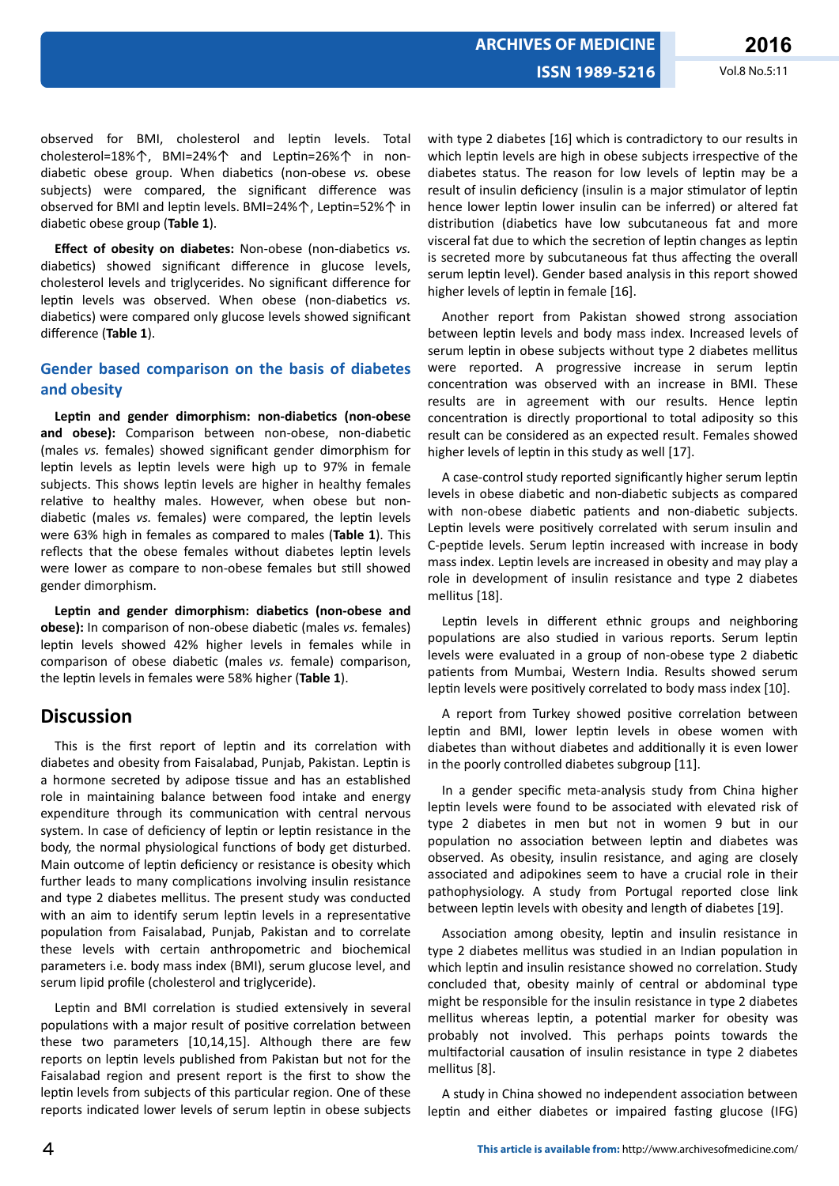observed for BMI, cholesterol and leptin levels. Total cholesterol=18%↑, BMI=24%↑ and Leptin=26%↑ in non-diabetic obese group. When diabetics (non-obese *vs.* obese subjects) were compared, the significant difference was observed for BMI and leptin levels. BMI=24%↑, Leptin=52%↑ in diabetic obese group (**Table 1**).

**Effect of obesity on diabetes:** Non-obese (non-diabetics *vs.* diabetics) showed significant difference in glucose levels, cholesterol levels and triglycerides. No significant difference for leptin levels was observed. When obese (non-diabetics *vs.* diabetics) were compared only glucose levels showed significant difference (**Table 1**).

## Gender based comparison on the basis of diabetes and obesity

**Leptin and gender dimorphism: non-diabetics (non-obese and obese):** Comparison between non-obese, non-diabetic (males *vs.* females) showed significant gender dimorphism for leptin levels as leptin levels were high up to 97% in female subjects. This shows leptin levels are higher in healthy females relative to healthy males. However, when obese but non-diabetic (males *vs.* females) were compared, the leptin levels were 63% high in females as compared to males (**Table 1**). This reflects that the obese females without diabetes leptin levels were lower as compare to non-obese females but still showed gender dimorphism.

**Leptin and gender dimorphism: diabetics (non-obese and obese):** In comparison of non-obese diabetic (males *vs.* females) leptin levels showed 42% higher levels in females while in comparison of obese diabetic (males *vs.* female) comparison, the leptin levels in females were 58% higher (**Table 1**).

## Discussion

This is the first report of leptin and its correlation with diabetes and obesity from Faisalabad, Punjab, Pakistan. Leptin is a hormone secreted by adipose tissue and has an established role in maintaining balance between food intake and energy expenditure through its communication with central nervous system. In case of deficiency of leptin or leptin resistance in the body, the normal physiological functions of body get disturbed. Main outcome of leptin deficiency or resistance is obesity which further leads to many complications involving insulin resistance and type 2 diabetes mellitus. The present study was conducted with an aim to identify serum leptin levels in a representative population from Faisalabad, Punjab, Pakistan and to correlate these levels with certain anthropometric and biochemical parameters i.e. body mass index (BMI), serum glucose level, and serum lipid profile (cholesterol and triglyceride).

Leptin and BMI correlation is studied extensively in several populations with a major result of positive correlation between these two parameters [10,14,15]. Although there are few reports on leptin levels published from Pakistan but not for the Faisalabad region and present report is the first to show the leptin levels from subjects of this particular region. One of these reports indicated lower levels of serum leptin in obese subjects with type 2 diabetes [16] which is contradictory to our results in which leptin levels are high in obese subjects irrespective of the diabetes status. The reason for low levels of leptin may be a result of insulin deficiency (insulin is a major stimulator of leptin hence lower leptin lower insulin can be inferred) or altered fat distribution (diabetics have low subcutaneous fat and more visceral fat due to which the secretion of leptin changes as leptin is secreted more by subcutaneous fat thus affecting the overall serum leptin level). Gender based analysis in this report showed higher levels of leptin in female [16].

Another report from Pakistan showed strong association between leptin levels and body mass index. Increased levels of serum leptin in obese subjects without type 2 diabetes mellitus were reported. A progressive increase in serum leptin concentration was observed with an increase in BMI. These results are in agreement with our results. Hence leptin concentration is directly proportional to total adiposity so this result can be considered as an expected result. Females showed higher levels of leptin in this study as well [17].

A case-control study reported significantly higher serum leptin levels in obese diabetic and non-diabetic subjects as compared with non-obese diabetic patients and non-diabetic subjects. Leptin levels were positively correlated with serum insulin and C-peptide levels. Serum leptin increased with increase in body mass index. Leptin levels are increased in obesity and may play a role in development of insulin resistance and type 2 diabetes mellitus [18].

Leptin levels in different ethnic groups and neighboring populations are also studied in various reports. Serum leptin levels were evaluated in a group of non-obese type 2 diabetic patients from Mumbai, Western India. Results showed serum leptin levels were positively correlated to body mass index [10].

A report from Turkey showed positive correlation between leptin and BMI, lower leptin levels in obese women with diabetes than without diabetes and additionally it is even lower in the poorly controlled diabetes subgroup [11].

In a gender specific meta-analysis study from China higher leptin levels were found to be associated with elevated risk of type 2 diabetes in men but not in women 9 but in our population no association between leptin and diabetes was observed. As obesity, insulin resistance, and aging are closely associated and adipokines seem to have a crucial role in their pathophysiology. A study from Portugal reported close link between leptin levels with obesity and length of diabetes [19].

Association among obesity, leptin and insulin resistance in type 2 diabetes mellitus was studied in an Indian population in which leptin and insulin resistance showed no correlation. Study concluded that, obesity mainly of central or abdominal type might be responsible for the insulin resistance in type 2 diabetes mellitus whereas leptin, a potential marker for obesity was probably not involved. This perhaps points towards the multifactorial causation of insulin resistance in type 2 diabetes mellitus [8].

A study in China showed no independent association between leptin and either diabetes or impaired fasting glucose (IFG)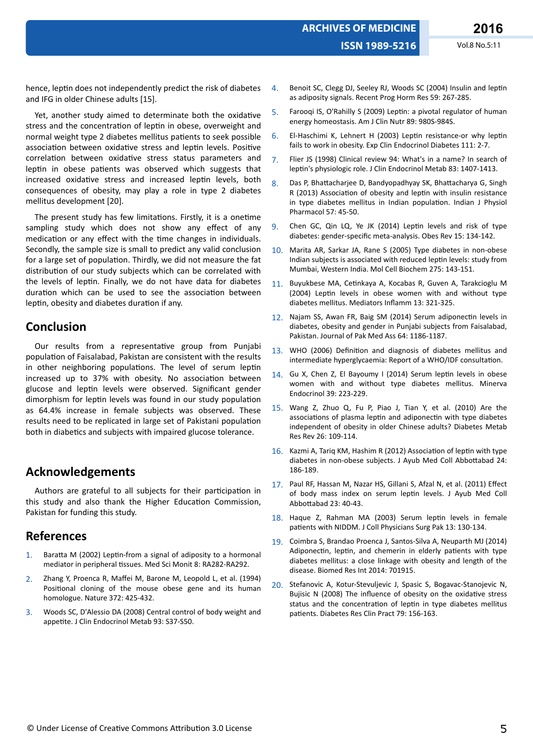hence, leptin does not independently predict the risk of diabetes and IFG in older Chinese adults [15].

Yet, another study aimed to determinate both the oxidative stress and the concentration of leptin in obese, overweight and normal weight type 2 diabetes mellitus patients to seek possible association between oxidative stress and leptin levels. Positive correlation between oxidative stress status parameters and leptin in obese patients was observed which suggests that increased oxidative stress and increased leptin levels, both consequences of obesity, may play a role in type 2 diabetes mellitus development [20].

The present study has few limitations. Firstly, it is a onetime sampling study which does not show any effect of any medication or any effect with the time changes in individuals. Secondly, the sample size is small to predict any valid conclusion for a large set of population. Thirdly, we did not measure the fat distribution of our study subjects which can be correlated with the levels of leptin. Finally, we do not have data for diabetes duration which can be used to see the association between leptin, obesity and diabetes duration if any.

## Conclusion

Our results from a representative group from Punjabi population of Faisalabad, Pakistan are consistent with the results in other neighboring populations. The level of serum leptin increased up to 37% with obesity. No association between glucose and leptin levels were observed. Significant gender dimorphism for leptin levels was found in our study population as 64.4% increase in female subjects was observed. These results need to be replicated in large set of Pakistani population both in diabetics and subjects with impaired glucose tolerance.

## Acknowledgements

Authors are grateful to all subjects for their participation in this study and also thank the Higher Education Commission, Pakistan for funding this study.

## References

1. Baratta M (2002) Leptin-from a signal of adiposity to a hormonal mediator in peripheral tissues. Med Sci Monit 8: RA282-RA292.
2. Zhang Y, Proenca R, Maffei M, Barone M, Leopold L, et al. (1994) Positional cloning of the mouse obese gene and its human homologue. Nature 372: 425-432.
3. Woods SC, D'Alessio DA (2008) Central control of body weight and appetite. J Clin Endocrinol Metab 93: S37-S50.
4. Benoit SC, Clegg DJ, Seeley RJ, Woods SC (2004) Insulin and leptin as adiposity signals. Recent Prog Horm Res 59: 267-285.
5. Farooqi IS, O'Rahilly S (2009) Leptin: a pivotal regulator of human energy homeostasis. Am J Clin Nutr 89: 980S-984S.
6. El-Haschimi K, Lehnert H (2003) Leptin resistance-or why leptin fails to work in obesity. Exp Clin Endocrinol Diabetes 111: 2-7.
7. Flier JS (1998) Clinical review 94: What's in a name? In search of leptin's physiologic role. J Clin Endocrinol Metab 83: 1407-1413.
8. Das P, Bhattacharjee D, Bandyopadhyay SK, Bhattacharya G, Singh R (2013) Association of obesity and leptin with insulin resistance in type diabetes mellitus in Indian population. Indian J Physiol Pharmacol 57: 45-50.
9. Chen GC, Qin LQ, Ye JK (2014) Leptin levels and risk of type diabetes: gender-specific meta-analysis. Obes Rev 15: 134-142.
10. Marita AR, Sarkar JA, Rane S (2005) Type diabetes in non-obese Indian subjects is associated with reduced leptin levels: study from Mumbai, Western India. Mol Cell Biochem 275: 143-151.
11. Buyukbese MA, Cetinkaya A, Kocabas R, Guven A, Tarakcioglu M (2004) Leptin levels in obese women with and without type diabetes mellitus. Mediators Inflamm 13: 321-325.
12. Najam SS, Awan FR, Baig SM (2014) Serum adiponectin levels in diabetes, obesity and gender in Punjabi subjects from Faisalabad, Pakistan. Journal of Pak Med Ass 64: 1186-1187.
13. WHO (2006) Definition and diagnosis of diabetes mellitus and intermediate hyperglycaemia: Report of a WHO/IDF consultation.
14. Gu X, Chen Z, El Bayoumy I (2014) Serum leptin levels in obese women with and without type diabetes mellitus. Minerva Endocrinol 39: 223-229.
15. Wang Z, Zhuo Q, Fu P, Piao J, Tian Y, et al. (2010) Are the associations of plasma leptin and adiponectin with type diabetes independent of obesity in older Chinese adults? Diabetes Metab Res Rev 26: 109-114.
16. Kazmi A, Tariq KM, Hashim R (2012) Association of leptin with type diabetes in non-obese subjects. J Ayub Med Coll Abbottabad 24: 186-189.
17. Paul RF, Hassan M, Nazar HS, Gillani S, Afzal N, et al. (2011) Effect of body mass index on serum leptin levels. J Ayub Med Coll Abbottabad 23: 40-43.
18. Haque Z, Rahman MA (2003) Serum leptin levels in female patients with NIDDM. J Coll Physicians Surg Pak 13: 130-134.
19. Coimbra S, Brandao Proenca J, Santos-Silva A, Neuparth MJ (2014) Adiponectin, leptin, and chemerin in elderly patients with type diabetes mellitus: a close linkage with obesity and length of the disease. Biomed Res Int 2014: 701915.
20. Stefanovic A, Kotur-Stevuljevic J, Spasic S, Bogavac-Stanojevic N, Bujisic N (2008) The influence of obesity on the oxidative stress status and the concentration of leptin in type diabetes mellitus patients. Diabetes Res Clin Pract 79: 156-163.